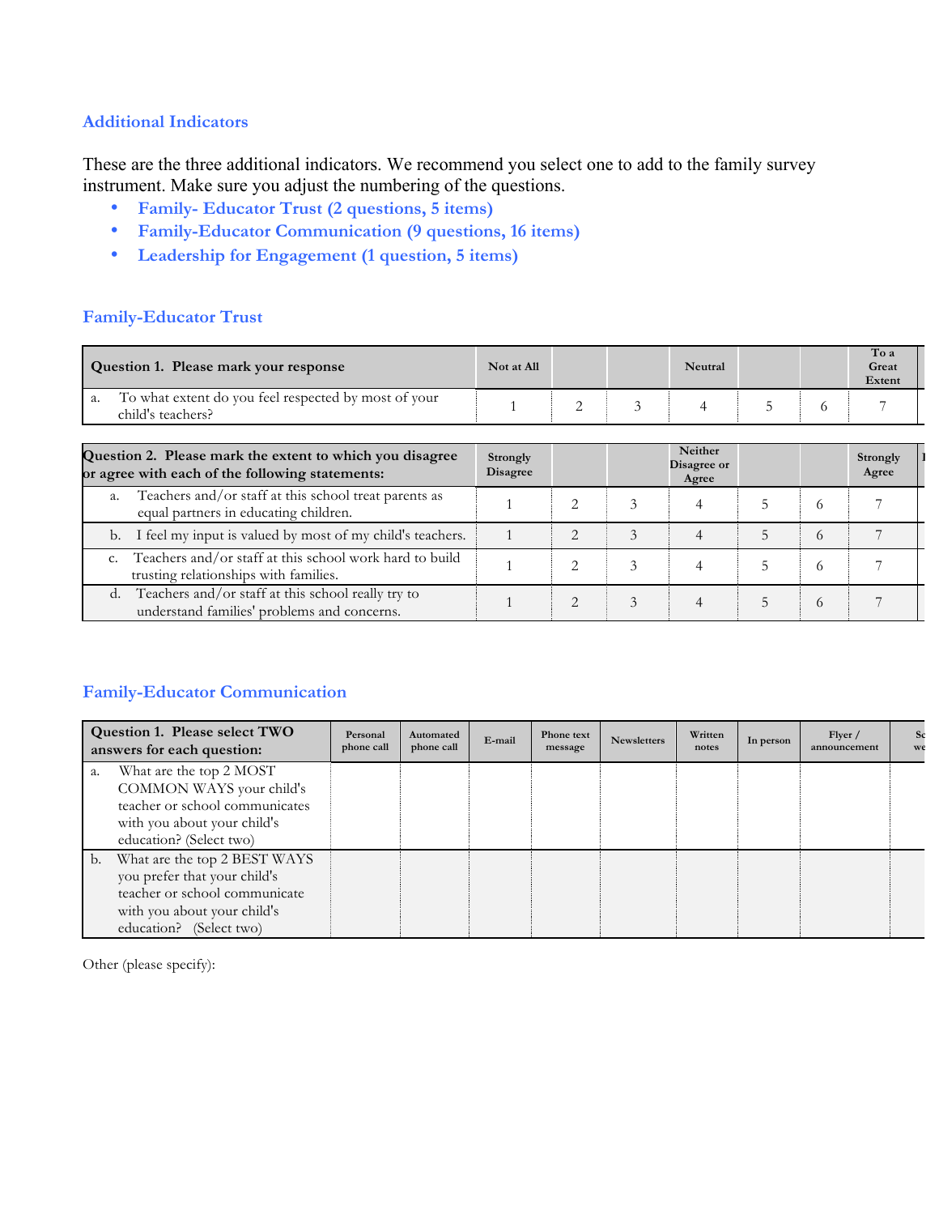## Additional Indicators

These are the three additional indicators. We recommend you select one to add to the family survey instrument. Make sure you adjust the numbering of the questions.

- **Family- Educator Trust (2 questions, 5 items)**
- **Family-Educator Communication (9 questions, 16 items)**
- **Leadership for Engagement (1 question, 5 items)**

## Family-Educator Trust

| **Question 1. Please mark your response** | Not at All | | | Neutral | | | To a Great Extent |
|---|---|---|---|---|---|---|---|
| a. To what extent do you feel respected by most of your child's teachers? | 1 | 2 | 3 | 4 | 5 | 6 | 7 |

| **Question 2. Please mark the extent to which you disagree or agree with each of the following statements:** | Strongly Disagree | | | Neither Disagree or Agree | | | Strongly Agree |
|---|---|---|---|---|---|---|---|
| a. Teachers and/or staff at this school treat parents as equal partners in educating children. | 1 | 2 | 3 | 4 | 5 | 6 | 7 |
| b. I feel my input is valued by most of my child's teachers. | 1 | 2 | 3 | 4 | 5 | 6 | 7 |
| c. Teachers and/or staff at this school work hard to build trusting relationships with families. | 1 | 2 | 3 | 4 | 5 | 6 | 7 |
| d. Teachers and/or staff at this school really try to understand families' problems and concerns. | 1 | 2 | 3 | 4 | 5 | 6 | 7 |

## Family-Educator Communication

| **Question 1. Please select TWO answers for each question:** | Personal phone call | Automated phone call | E-mail | Phone text message | Newsletters | Written notes | In person | Flyer / announcement | Sc we |
|---|---|---|---|---|---|---|---|---|---|
| a. What are the top 2 MOST COMMON WAYS your child's teacher or school communicates with you about your child's education? (Select two) | | | | | | | | | |
| b. What are the top 2 BEST WAYS you prefer that your child's teacher or school communicate with you about your child's education? (Select two) | | | | | | | | | |

Other (please specify):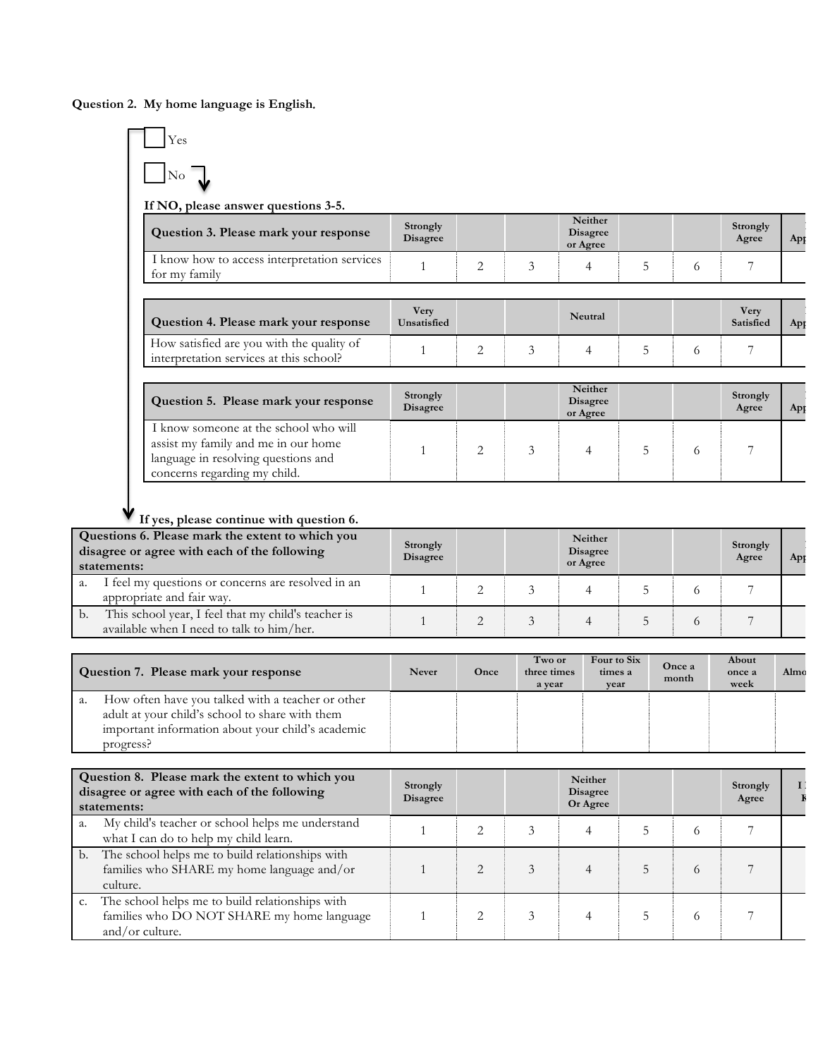**Question 2. My home language is English.**

☐ Yes

☐ No

**If NO, please answer questions 3-5.**

| Question 3. Please mark your response | Strongly Disagree | | | Neither Disagree or Agree | | | Strongly Agree | Ap |
|---|---|---|---|---|---|---|---|---|
| I know how to access interpretation services for my family | 1 | 2 | 3 | 4 | 5 | 6 | 7 | |

| Question 4. Please mark your response | Very Unsatisfied | | | Neutral | | | Very Satisfied | Ap |
|---|---|---|---|---|---|---|---|---|
| How satisfied are you with the quality of interpretation services at this school? | 1 | 2 | 3 | 4 | 5 | 6 | 7 | |

| Question 5. Please mark your response | Strongly Disagree | | | Neither Disagree or Agree | | | Strongly Agree | Ap |
|---|---|---|---|---|---|---|---|---|
| I know someone at the school who will assist my family and me in our home language in resolving questions and concerns regarding my child. | 1 | 2 | 3 | 4 | 5 | 6 | 7 | |

**If yes, please continue with question 6.**

| Questions 6. Please mark the extent to which you disagree or agree with each of the following statements: | Strongly Disagree | | | Neither Disagree or Agree | | | Strongly Agree | Ap |
|---|---|---|---|---|---|---|---|---|
| a. I feel my questions or concerns are resolved in an appropriate and fair way. | 1 | 2 | 3 | 4 | 5 | 6 | 7 | |
| b. This school year, I feel that my child's teacher is available when I need to talk to him/her. | 1 | 2 | 3 | 4 | 5 | 6 | 7 | |

| Question 7. Please mark your response | Never | Once | Two or three times a year | Four to Six times a year | Once a month | About once a week | Almo |
|---|---|---|---|---|---|---|---|
| a. How often have you talked with a teacher or other adult at your child's school to share with them important information about your child's academic progress? | | | | | | | |

| Question 8. Please mark the extent to which you disagree or agree with each of the following statements: | Strongly Disagree | | | Neither Disagree Or Agree | | | Strongly Agree | I K |
|---|---|---|---|---|---|---|---|---|
| a. My child's teacher or school helps me understand what I can do to help my child learn. | 1 | 2 | 3 | 4 | 5 | 6 | 7 | |
| b. The school helps me to build relationships with families who SHARE my home language and/or culture. | 1 | 2 | 3 | 4 | 5 | 6 | 7 | |
| c. The school helps me to build relationships with families who DO NOT SHARE my home language and/or culture. | 1 | 2 | 3 | 4 | 5 | 6 | 7 | |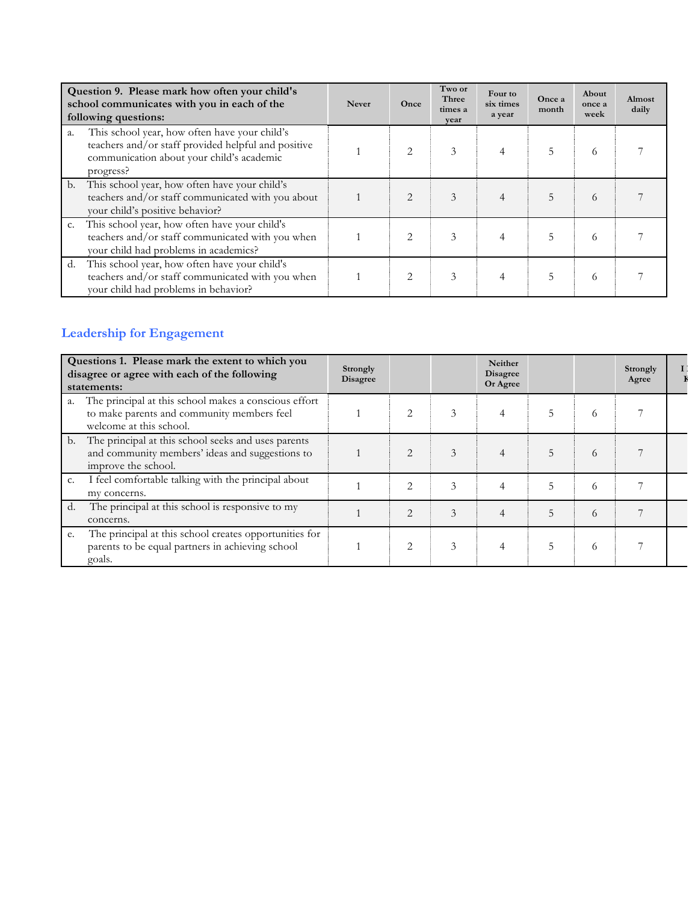| Question 9. Please mark how often your child's school communicates with you in each of the following questions: | Never | Once | Two or Three times a year | Four to six times a year | Once a month | About once a week | Almost daily |
|---|---|---|---|---|---|---|---|
| a. This school year, how often have your child's teachers and/or staff provided helpful and positive communication about your child's academic progress? | 1 | 2 | 3 | 4 | 5 | 6 | 7 |
| b. This school year, how often have your child's teachers and/or staff communicated with you about your child's positive behavior? | 1 | 2 | 3 | 4 | 5 | 6 | 7 |
| c. This school year, how often have your child's teachers and/or staff communicated with you when your child had problems in academics? | 1 | 2 | 3 | 4 | 5 | 6 | 7 |
| d. This school year, how often have your child's teachers and/or staff communicated with you when your child had problems in behavior? | 1 | 2 | 3 | 4 | 5 | 6 | 7 |

## Leadership for Engagement

| Questions 1. Please mark the extent to which you disagree or agree with each of the following statements: | Strongly Disagree | | | Neither Disagree Or Agree | | | Strongly Agree | I K |
|---|---|---|---|---|---|---|---|---|
| a. The principal at this school makes a conscious effort to make parents and community members feel welcome at this school. | 1 | 2 | 3 | 4 | 5 | 6 | 7 | |
| b. The principal at this school seeks and uses parents and community members' ideas and suggestions to improve the school. | 1 | 2 | 3 | 4 | 5 | 6 | 7 | |
| c. I feel comfortable talking with the principal about my concerns. | 1 | 2 | 3 | 4 | 5 | 6 | 7 | |
| d. The principal at this school is responsive to my concerns. | 1 | 2 | 3 | 4 | 5 | 6 | 7 | |
| e. The principal at this school creates opportunities for parents to be equal partners in achieving school goals. | 1 | 2 | 3 | 4 | 5 | 6 | 7 | |